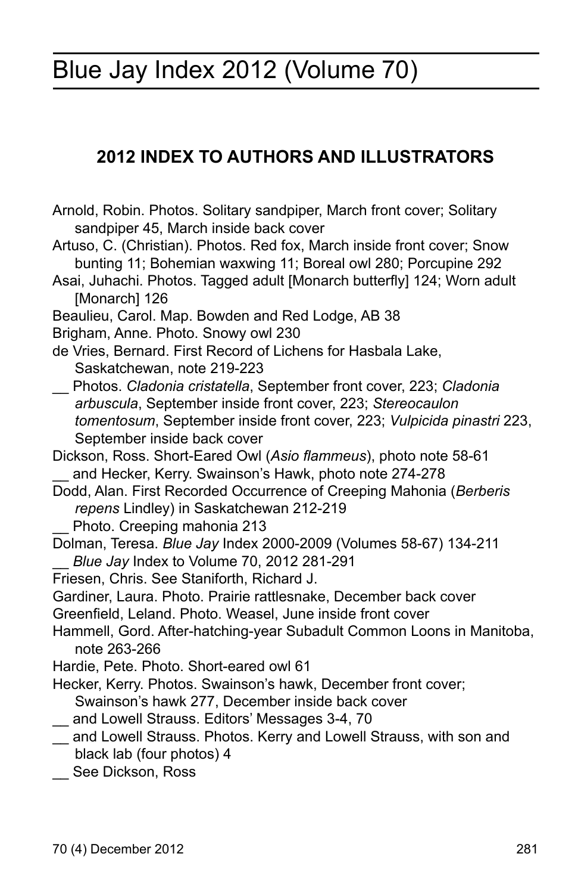# Blue Jay Index 2012 (Volume 70)

## 2012 INDEX TO AUTHORS AND ILLUSTRATORS

Arnold, Robin. Photos. Solitary sandpiper, March front cover; Solitary sandpiper 45, March inside back cover

Artuso, C. (Christian). Photos. Red fox, March inside front cover; Snow bunting 11; Bohemian waxwing 11; Boreal owl 280; Porcupine 292

Asai, Juhachi. Photos. Tagged adult [Monarch butterfly] 124; Worn adult [Monarch] 126

Beaulieu, Carol. Map. Bowden and Red Lodge, AB 38

Brigham, Anne. Photo. Snowy owl 230

de Vries, Bernard. First Record of Lichens for Hasbala Lake, Saskatchewan, note 219-223

__ Photos. *Cladonia cristatella*, September front cover, 223; *Cladonia arbuscula*, September inside front cover, 223; *Stereocaulon tomentosum*, September inside front cover, 223; *Vulpicida pinastri* 223, September inside back cover

Dickson, Ross. Short-Eared Owl (*Asio flammeus*), photo note 58-61

__ and Hecker, Kerry. Swainson's Hawk, photo note 274-278

Dodd, Alan. First Recorded Occurrence of Creeping Mahonia (*Berberis repens* Lindley) in Saskatchewan 212-219

__ Photo. Creeping mahonia 213

Dolman, Teresa. *Blue Jay* Index 2000-2009 (Volumes 58-67) 134-211

__ *Blue Jay* Index to Volume 70, 2012 281-291

Friesen, Chris. See Staniforth, Richard J.

Gardiner, Laura. Photo. Prairie rattlesnake, December back cover

Greenfield, Leland. Photo. Weasel, June inside front cover

Hammell, Gord. After-hatching-year Subadult Common Loons in Manitoba, note 263-266

Hardie, Pete. Photo. Short-eared owl 61

Hecker, Kerry. Photos. Swainson's hawk, December front cover; Swainson's hawk 277, December inside back cover

__ and Lowell Strauss. Editors' Messages 3-4, 70

__ and Lowell Strauss. Photos. Kerry and Lowell Strauss, with son and black lab (four photos) 4

__ See Dickson, Ross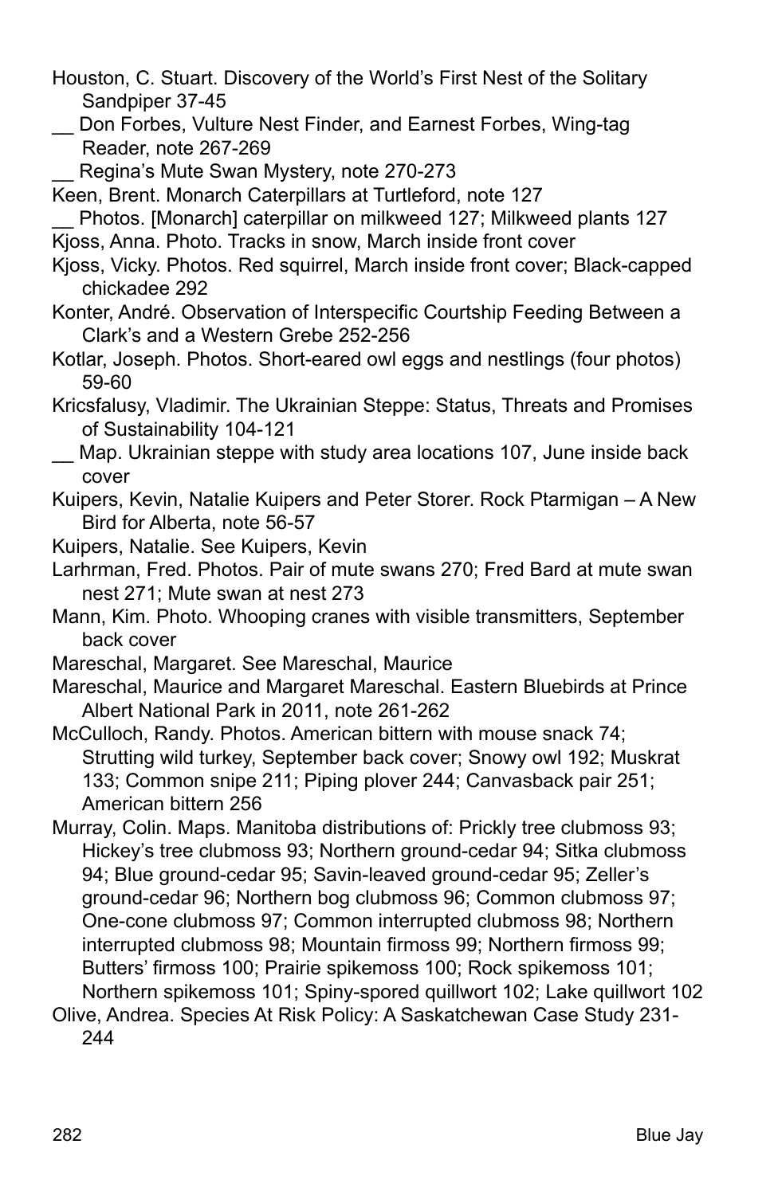Houston, C. Stuart. Discovery of the World's First Nest of the Solitary Sandpiper 37-45

__ Don Forbes, Vulture Nest Finder, and Earnest Forbes, Wing-tag Reader, note 267-269

__ Regina's Mute Swan Mystery, note 270-273

Keen, Brent. Monarch Caterpillars at Turtleford, note 127

__ Photos. [Monarch] caterpillar on milkweed 127; Milkweed plants 127

Kjoss, Anna. Photo. Tracks in snow, March inside front cover

Kjoss, Vicky. Photos. Red squirrel, March inside front cover; Black-capped chickadee 292

Konter, André. Observation of Interspecific Courtship Feeding Between a Clark's and a Western Grebe 252-256

Kotlar, Joseph. Photos. Short-eared owl eggs and nestlings (four photos) 59-60

Kricsfalusy, Vladimir. The Ukrainian Steppe: Status, Threats and Promises of Sustainability 104-121

__ Map. Ukrainian steppe with study area locations 107, June inside back cover

Kuipers, Kevin, Natalie Kuipers and Peter Storer. Rock Ptarmigan – A New Bird for Alberta, note 56-57

Kuipers, Natalie. See Kuipers, Kevin

Larhrman, Fred. Photos. Pair of mute swans 270; Fred Bard at mute swan nest 271; Mute swan at nest 273

Mann, Kim. Photo. Whooping cranes with visible transmitters, September back cover

Mareschal, Margaret. See Mareschal, Maurice

Mareschal, Maurice and Margaret Mareschal. Eastern Bluebirds at Prince Albert National Park in 2011, note 261-262

McCulloch, Randy. Photos. American bittern with mouse snack 74; Strutting wild turkey, September back cover; Snowy owl 192; Muskrat 133; Common snipe 211; Piping plover 244; Canvasback pair 251; American bittern 256

Murray, Colin. Maps. Manitoba distributions of: Prickly tree clubmoss 93; Hickey's tree clubmoss 93; Northern ground-cedar 94; Sitka clubmoss 94; Blue ground-cedar 95; Savin-leaved ground-cedar 95; Zeller's ground-cedar 96; Northern bog clubmoss 96; Common clubmoss 97; One-cone clubmoss 97; Common interrupted clubmoss 98; Northern interrupted clubmoss 98; Mountain firmoss 99; Northern firmoss 99; Butters' firmoss 100; Prairie spikemoss 100; Rock spikemoss 101; Northern spikemoss 101; Spiny-spored quillwort 102; Lake quillwort 102

Olive, Andrea. Species At Risk Policy: A Saskatchewan Case Study 231-244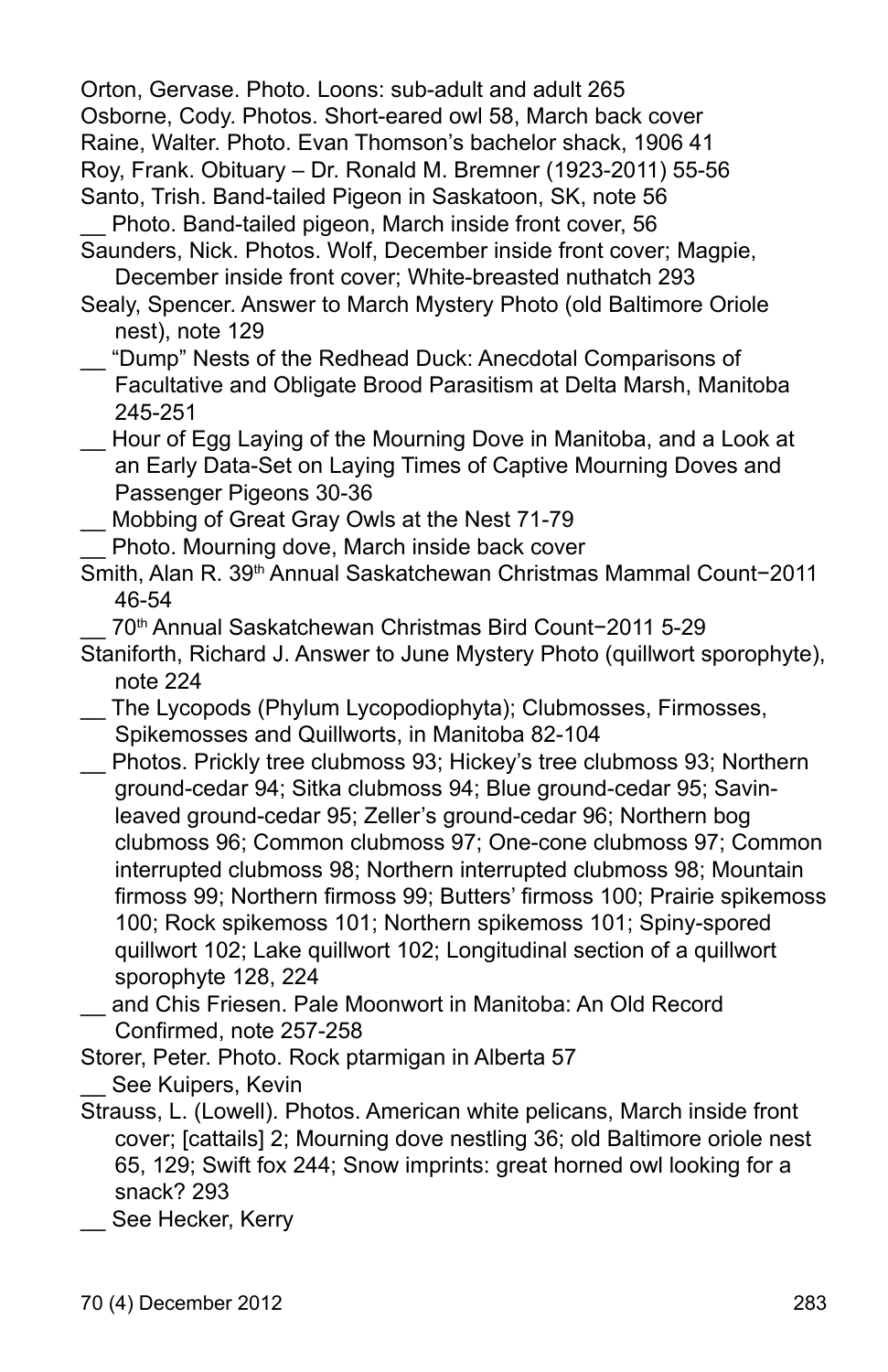Orton, Gervase. Photo. Loons: sub-adult and adult 265

Osborne, Cody. Photos. Short-eared owl 58, March back cover

Raine, Walter. Photo. Evan Thomson's bachelor shack, 1906 41

Roy, Frank. Obituary – Dr. Ronald M. Bremner (1923-2011) 55-56

Santo, Trish. Band-tailed Pigeon in Saskatoon, SK, note 56

__ Photo. Band-tailed pigeon, March inside front cover, 56

Saunders, Nick. Photos. Wolf, December inside front cover; Magpie, December inside front cover; White-breasted nuthatch 293

Sealy, Spencer. Answer to March Mystery Photo (old Baltimore Oriole nest), note 129

__ "Dump" Nests of the Redhead Duck: Anecdotal Comparisons of Facultative and Obligate Brood Parasitism at Delta Marsh, Manitoba 245-251

__ Hour of Egg Laying of the Mourning Dove in Manitoba, and a Look at an Early Data-Set on Laying Times of Captive Mourning Doves and Passenger Pigeons 30-36

__ Mobbing of Great Gray Owls at the Nest 71-79

__ Photo. Mourning dove, March inside back cover

Smith, Alan R. 39th Annual Saskatchewan Christmas Mammal Count−2011 46-54

__ 70th Annual Saskatchewan Christmas Bird Count−2011 5-29

Staniforth, Richard J. Answer to June Mystery Photo (quillwort sporophyte), note 224

__ The Lycopods (Phylum Lycopodiophyta); Clubmosses, Firmosses, Spikemosses and Quillworts, in Manitoba 82-104

__ Photos. Prickly tree clubmoss 93; Hickey's tree clubmoss 93; Northern ground-cedar 94; Sitka clubmoss 94; Blue ground-cedar 95; Savin-leaved ground-cedar 95; Zeller's ground-cedar 96; Northern bog clubmoss 96; Common clubmoss 97; One-cone clubmoss 97; Common interrupted clubmoss 98; Northern interrupted clubmoss 98; Mountain firmoss 99; Northern firmoss 99; Butters' firmoss 100; Prairie spikemoss 100; Rock spikemoss 101; Northern spikemoss 101; Spiny-spored quillwort 102; Lake quillwort 102; Longitudinal section of a quillwort sporophyte 128, 224

__ and Chis Friesen. Pale Moonwort in Manitoba: An Old Record Confirmed, note 257-258

Storer, Peter. Photo. Rock ptarmigan in Alberta 57

__ See Kuipers, Kevin

Strauss, L. (Lowell). Photos. American white pelicans, March inside front cover; [cattails] 2; Mourning dove nestling 36; old Baltimore oriole nest 65, 129; Swift fox 244; Snow imprints: great horned owl looking for a snack? 293

__ See Hecker, Kerry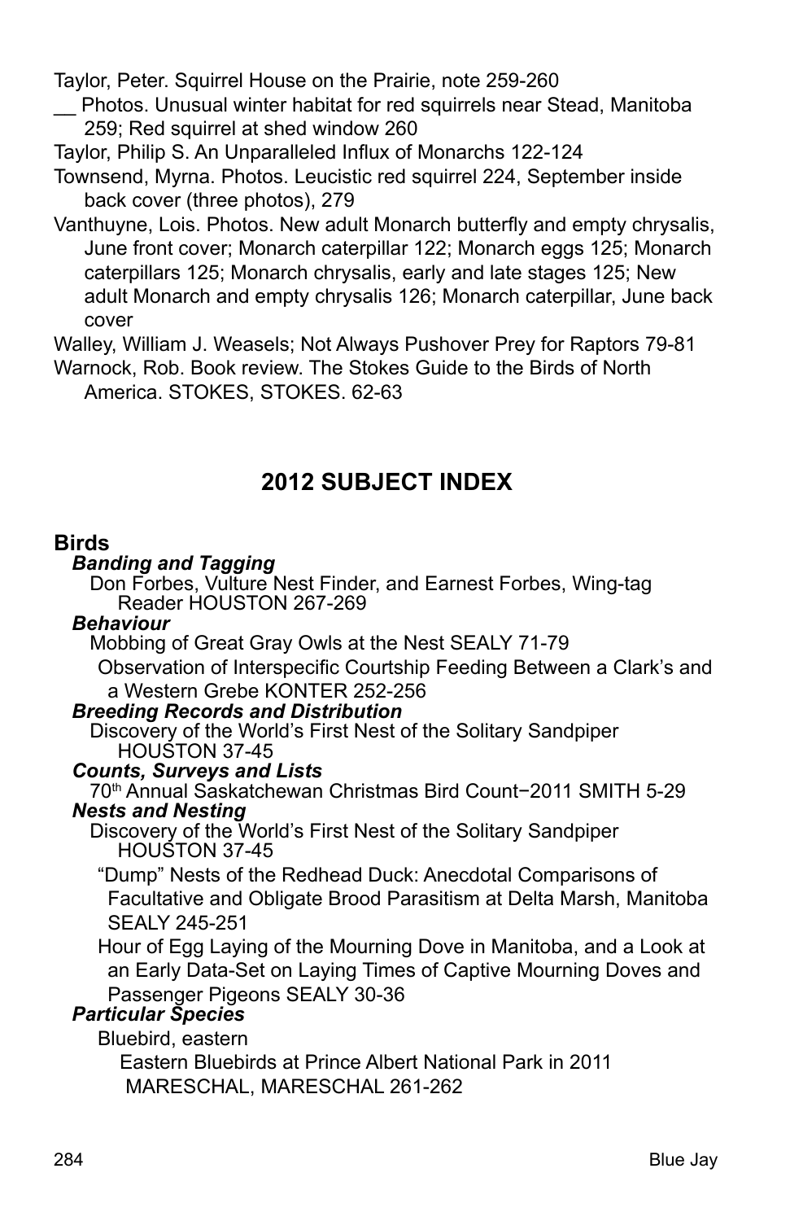Taylor, Peter. Squirrel House on the Prairie, note 259-260

__ Photos. Unusual winter habitat for red squirrels near Stead, Manitoba 259; Red squirrel at shed window 260

Taylor, Philip S. An Unparalleled Influx of Monarchs 122-124

Townsend, Myrna. Photos. Leucistic red squirrel 224, September inside back cover (three photos), 279

Vanthuyne, Lois. Photos. New adult Monarch butterfly and empty chrysalis, June front cover; Monarch caterpillar 122; Monarch eggs 125; Monarch caterpillars 125; Monarch chrysalis, early and late stages 125; New adult Monarch and empty chrysalis 126; Monarch caterpillar, June back cover

Walley, William J. Weasels; Not Always Pushover Prey for Raptors 79-81

Warnock, Rob. Book review. The Stokes Guide to the Birds of North America. STOKES, STOKES. 62-63

## 2012 SUBJECT INDEX

### Birds

***Banding and Tagging***

Don Forbes, Vulture Nest Finder, and Earnest Forbes, Wing-tag Reader HOUSTON 267-269

***Behaviour***

Mobbing of Great Gray Owls at the Nest SEALY 71-79

Observation of Interspecific Courtship Feeding Between a Clark's and a Western Grebe KONTER 252-256

***Breeding Records and Distribution***

Discovery of the World's First Nest of the Solitary Sandpiper HOUSTON 37-45

***Counts, Surveys and Lists***

70th Annual Saskatchewan Christmas Bird Count−2011 SMITH 5-29

***Nests and Nesting***

Discovery of the World's First Nest of the Solitary Sandpiper HOUSTON 37-45

"Dump" Nests of the Redhead Duck: Anecdotal Comparisons of Facultative and Obligate Brood Parasitism at Delta Marsh, Manitoba SEALY 245-251

Hour of Egg Laying of the Mourning Dove in Manitoba, and a Look at an Early Data-Set on Laying Times of Captive Mourning Doves and Passenger Pigeons SEALY 30-36

***Particular Species***

Bluebird, eastern

Eastern Bluebirds at Prince Albert National Park in 2011 MARESCHAL, MARESCHAL 261-262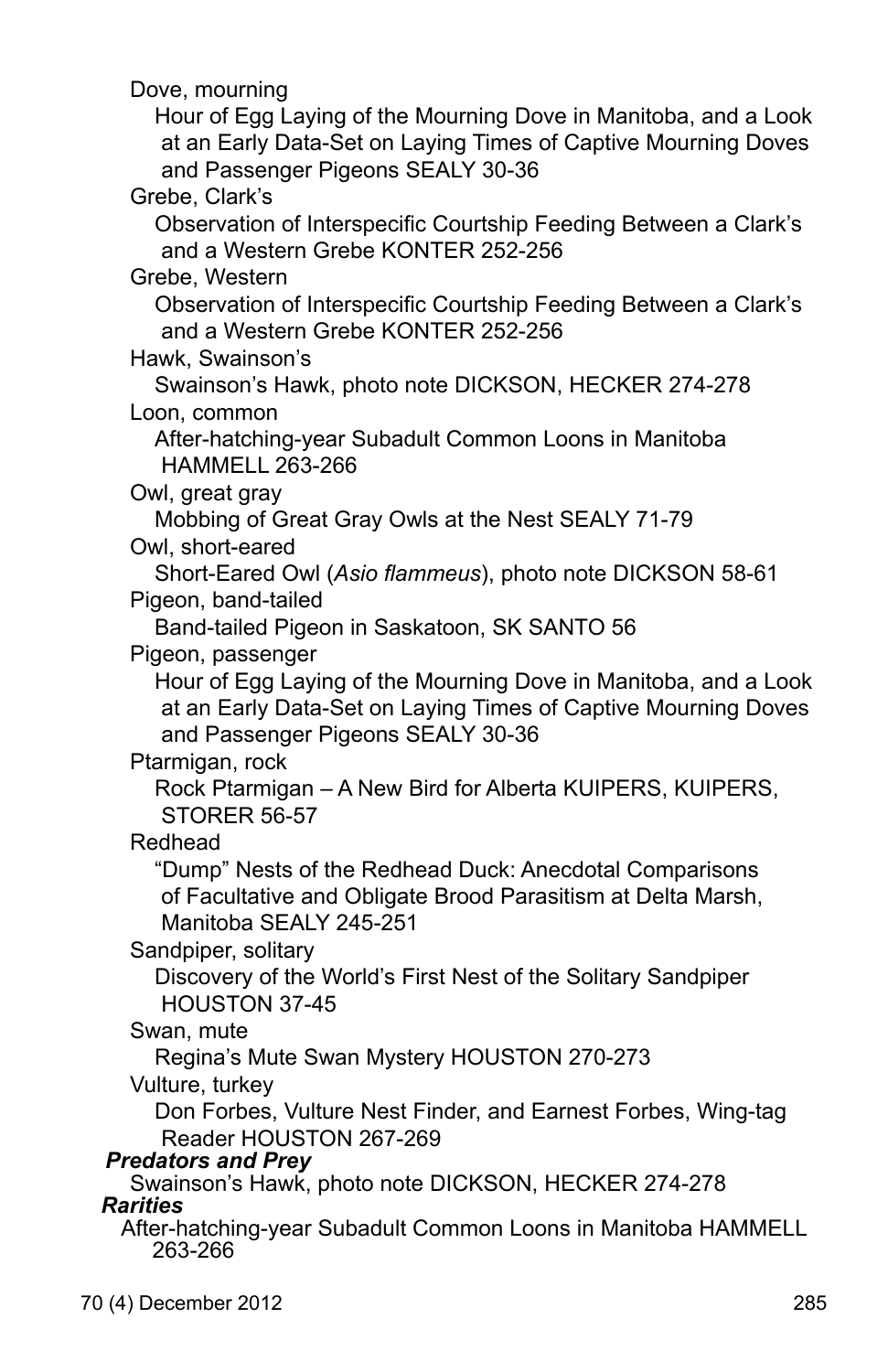Dove, mourning

Hour of Egg Laying of the Mourning Dove in Manitoba, and a Look at an Early Data-Set on Laying Times of Captive Mourning Doves and Passenger Pigeons SEALY 30-36

Grebe, Clark's

Observation of Interspecific Courtship Feeding Between a Clark's and a Western Grebe KONTER 252-256

Grebe, Western

Observation of Interspecific Courtship Feeding Between a Clark's and a Western Grebe KONTER 252-256

Hawk, Swainson's

Swainson's Hawk, photo note DICKSON, HECKER 274-278

Loon, common

After-hatching-year Subadult Common Loons in Manitoba HAMMELL 263-266

Owl, great gray

Mobbing of Great Gray Owls at the Nest SEALY 71-79

Owl, short-eared

Short-Eared Owl (*Asio flammeus*), photo note DICKSON 58-61

Pigeon, band-tailed

Band-tailed Pigeon in Saskatoon, SK SANTO 56

Pigeon, passenger

Hour of Egg Laying of the Mourning Dove in Manitoba, and a Look at an Early Data-Set on Laying Times of Captive Mourning Doves and Passenger Pigeons SEALY 30-36

Ptarmigan, rock

Rock Ptarmigan – A New Bird for Alberta KUIPERS, KUIPERS, STORER 56-57

Redhead

"Dump" Nests of the Redhead Duck: Anecdotal Comparisons of Facultative and Obligate Brood Parasitism at Delta Marsh, Manitoba SEALY 245-251

Sandpiper, solitary

Discovery of the World's First Nest of the Solitary Sandpiper HOUSTON 37-45

Swan, mute

Regina's Mute Swan Mystery HOUSTON 270-273

Vulture, turkey

Don Forbes, Vulture Nest Finder, and Earnest Forbes, Wing-tag Reader HOUSTON 267-269

***Predators and Prey***

Swainson's Hawk, photo note DICKSON, HECKER 274-278

***Rarities***

After-hatching-year Subadult Common Loons in Manitoba HAMMELL 263-266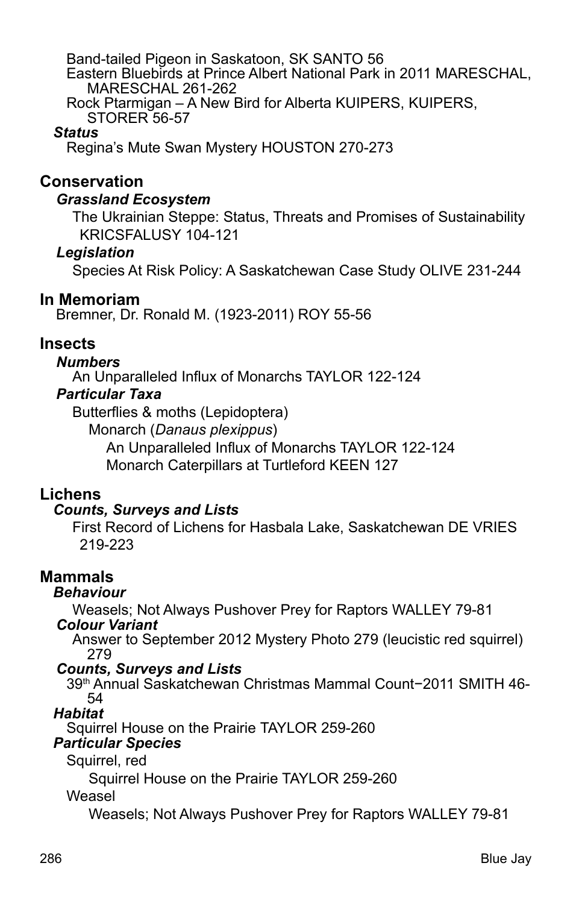Band-tailed Pigeon in Saskatoon, SK SANTO 56

Eastern Bluebirds at Prince Albert National Park in 2011 MARESCHAL, MARESCHAL 261-262

Rock Ptarmigan – A New Bird for Alberta KUIPERS, KUIPERS, STORER 56-57

***Status***

Regina's Mute Swan Mystery HOUSTON 270-273

## Conservation

***Grassland Ecosystem***

The Ukrainian Steppe: Status, Threats and Promises of Sustainability KRICSFALUSY 104-121

***Legislation***

Species At Risk Policy: A Saskatchewan Case Study OLIVE 231-244

## In Memoriam

Bremner, Dr. Ronald M. (1923-2011) ROY 55-56

## Insects

***Numbers***

An Unparalleled Influx of Monarchs TAYLOR 122-124

***Particular Taxa***

Butterflies & moths (Lepidoptera)

Monarch (*Danaus plexippus*)

An Unparalleled Influx of Monarchs TAYLOR 122-124

Monarch Caterpillars at Turtleford KEEN 127

## Lichens

***Counts, Surveys and Lists***

First Record of Lichens for Hasbala Lake, Saskatchewan DE VRIES 219-223

## Mammals

***Behaviour***

Weasels; Not Always Pushover Prey for Raptors WALLEY 79-81

***Colour Variant***

Answer to September 2012 Mystery Photo 279 (leucistic red squirrel) 279

***Counts, Surveys and Lists***

39th Annual Saskatchewan Christmas Mammal Count−2011 SMITH 46-54

***Habitat***

Squirrel House on the Prairie TAYLOR 259-260

***Particular Species***

Squirrel, red

Squirrel House on the Prairie TAYLOR 259-260

Weasel

Weasels; Not Always Pushover Prey for Raptors WALLEY 79-81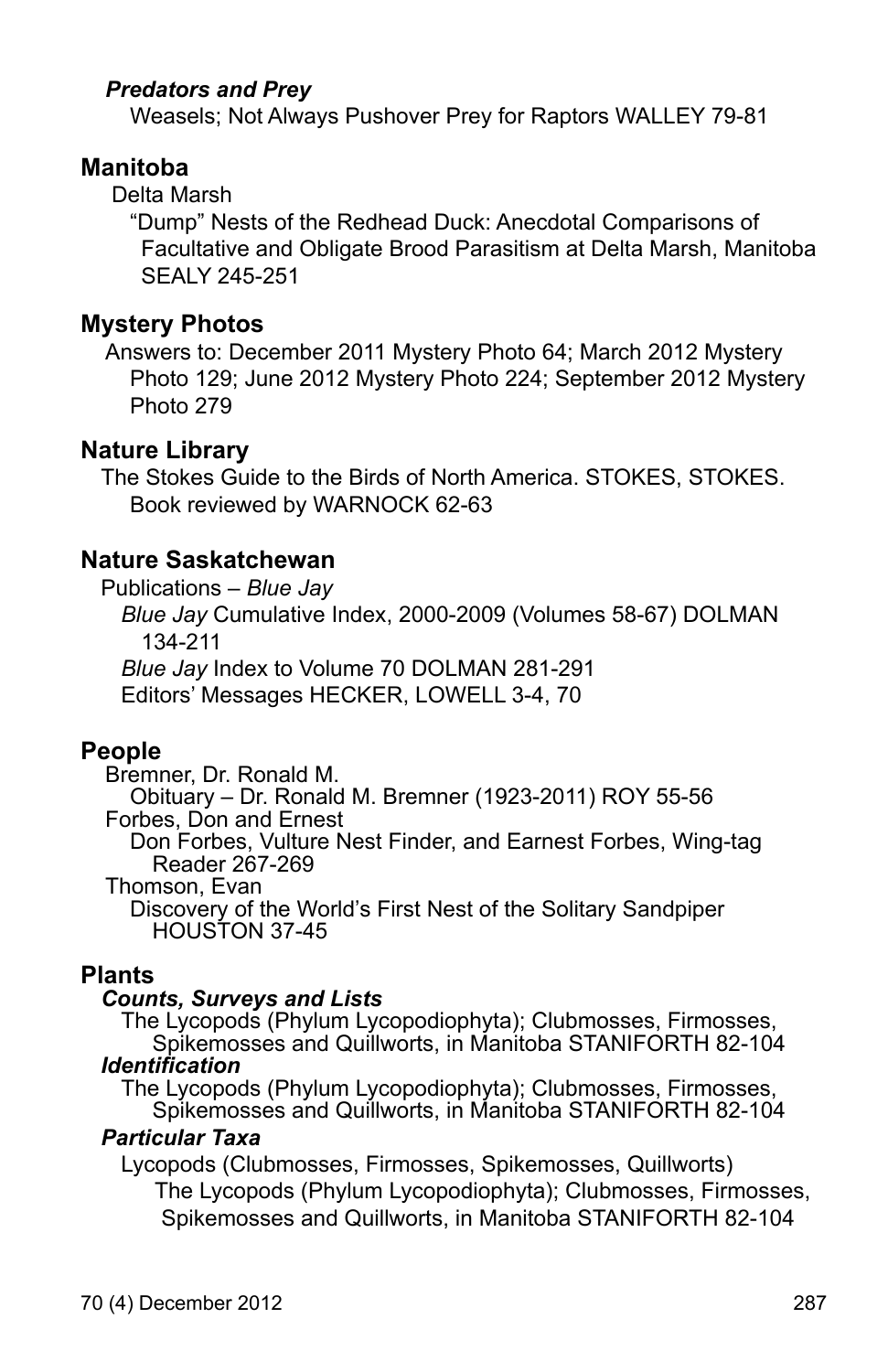***Predators and Prey***

Weasels; Not Always Pushover Prey for Raptors WALLEY 79-81

## Manitoba

Delta Marsh

“Dump” Nests of the Redhead Duck: Anecdotal Comparisons of Facultative and Obligate Brood Parasitism at Delta Marsh, Manitoba SEALY 245-251

## Mystery Photos

Answers to: December 2011 Mystery Photo 64; March 2012 Mystery Photo 129; June 2012 Mystery Photo 224; September 2012 Mystery Photo 279

## Nature Library

The Stokes Guide to the Birds of North America. STOKES, STOKES. Book reviewed by WARNOCK 62-63

## Nature Saskatchewan

Publications – *Blue Jay*

*Blue Jay* Cumulative Index, 2000-2009 (Volumes 58-67) DOLMAN 134-211

*Blue Jay* Index to Volume 70 DOLMAN 281-291

Editors’ Messages HECKER, LOWELL 3-4, 70

## People

Bremner, Dr. Ronald M.

Obituary – Dr. Ronald M. Bremner (1923-2011) ROY 55-56

Forbes, Don and Ernest

Don Forbes, Vulture Nest Finder, and Earnest Forbes, Wing-tag Reader 267-269

Thomson, Evan

Discovery of the World’s First Nest of the Solitary Sandpiper HOUSTON 37-45

## Plants

***Counts, Surveys and Lists***

The Lycopods (Phylum Lycopodiophyta); Clubmosses, Firmosses, Spikemosses and Quillworts, in Manitoba STANIFORTH 82-104

***Identification***

The Lycopods (Phylum Lycopodiophyta); Clubmosses, Firmosses, Spikemosses and Quillworts, in Manitoba STANIFORTH 82-104

***Particular Taxa***

Lycopods (Clubmosses, Firmosses, Spikemosses, Quillworts)

The Lycopods (Phylum Lycopodiophyta); Clubmosses, Firmosses, Spikemosses and Quillworts, in Manitoba STANIFORTH 82-104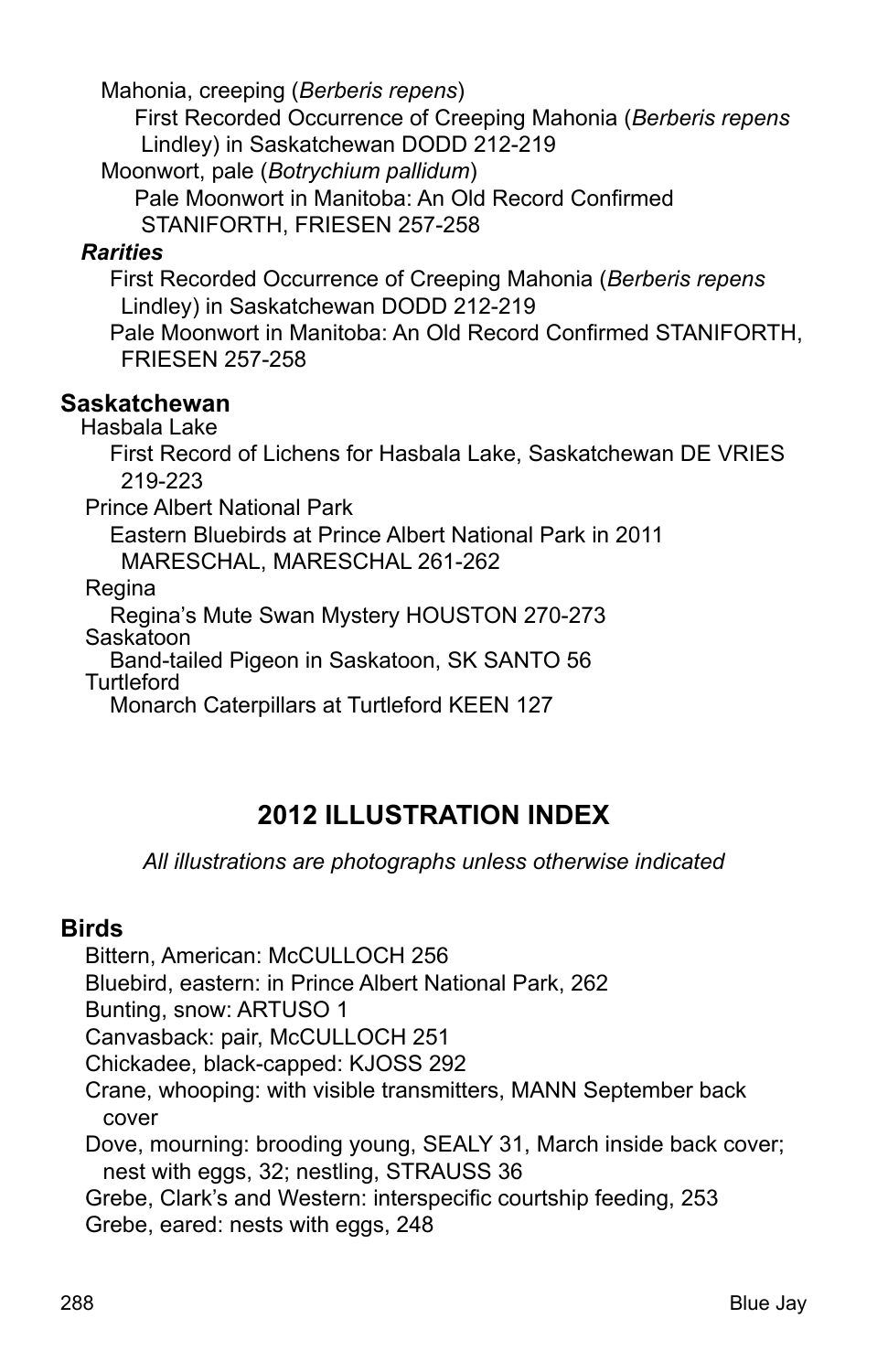Mahonia, creeping (*Berberis repens*)

First Recorded Occurrence of Creeping Mahonia (*Berberis repens* Lindley) in Saskatchewan DODD 212-219

Moonwort, pale (*Botrychium pallidum*)

Pale Moonwort in Manitoba: An Old Record Confirmed STANIFORTH, FRIESEN 257-258

***Rarities***

First Recorded Occurrence of Creeping Mahonia (*Berberis repens* Lindley) in Saskatchewan DODD 212-219

Pale Moonwort in Manitoba: An Old Record Confirmed STANIFORTH, FRIESEN 257-258

**Saskatchewan**

Hasbala Lake

First Record of Lichens for Hasbala Lake, Saskatchewan DE VRIES 219-223

Prince Albert National Park

Eastern Bluebirds at Prince Albert National Park in 2011 MARESCHAL, MARESCHAL 261-262

Regina

Regina's Mute Swan Mystery HOUSTON 270-273

Saskatoon

Band-tailed Pigeon in Saskatoon, SK SANTO 56

Turtleford

Monarch Caterpillars at Turtleford KEEN 127

## 2012 ILLUSTRATION INDEX

*All illustrations are photographs unless otherwise indicated*

**Birds**

Bittern, American: McCULLOCH 256

Bluebird, eastern: in Prince Albert National Park, 262

Bunting, snow: ARTUSO 1

Canvasback: pair, McCULLOCH 251

Chickadee, black-capped: KJOSS 292

Crane, whooping: with visible transmitters, MANN September back cover

Dove, mourning: brooding young, SEALY 31, March inside back cover; nest with eggs, 32; nestling, STRAUSS 36

Grebe, Clark's and Western: interspecific courtship feeding, 253

Grebe, eared: nests with eggs, 248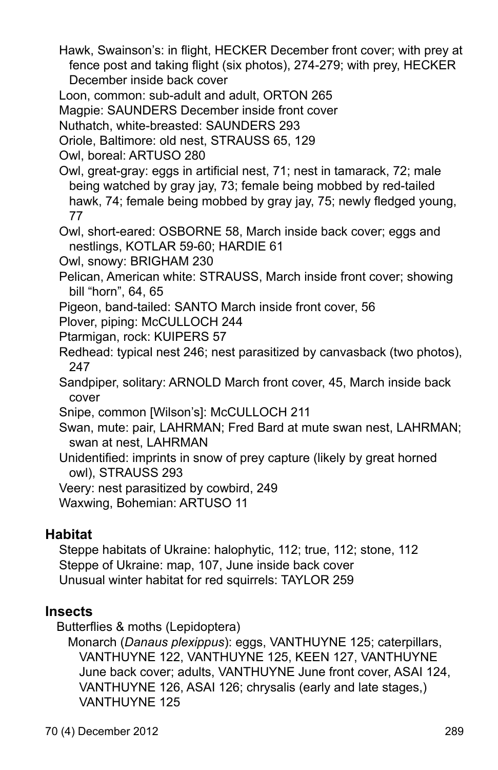Hawk, Swainson's: in flight, HECKER December front cover; with prey at fence post and taking flight (six photos), 274-279; with prey, HECKER December inside back cover

Loon, common: sub-adult and adult, ORTON 265

Magpie: SAUNDERS December inside front cover

Nuthatch, white-breasted: SAUNDERS 293

Oriole, Baltimore: old nest, STRAUSS 65, 129

Owl, boreal: ARTUSO 280

Owl, great-gray: eggs in artificial nest, 71; nest in tamarack, 72; male being watched by gray jay, 73; female being mobbed by red-tailed hawk, 74; female being mobbed by gray jay, 75; newly fledged young, 77

Owl, short-eared: OSBORNE 58, March inside back cover; eggs and nestlings, KOTLAR 59-60; HARDIE 61

Owl, snowy: BRIGHAM 230

Pelican, American white: STRAUSS, March inside front cover; showing bill "horn", 64, 65

Pigeon, band-tailed: SANTO March inside front cover, 56

Plover, piping: McCULLOCH 244

Ptarmigan, rock: KUIPERS 57

Redhead: typical nest 246; nest parasitized by canvasback (two photos), 247

Sandpiper, solitary: ARNOLD March front cover, 45, March inside back cover

Snipe, common [Wilson's]: McCULLOCH 211

Swan, mute: pair, LAHRMAN; Fred Bard at mute swan nest, LAHRMAN; swan at nest, LAHRMAN

Unidentified: imprints in snow of prey capture (likely by great horned owl), STRAUSS 293

Veery: nest parasitized by cowbird, 249

Waxwing, Bohemian: ARTUSO 11

## Habitat

Steppe habitats of Ukraine: halophytic, 112; true, 112; stone, 112

Steppe of Ukraine: map, 107, June inside back cover

Unusual winter habitat for red squirrels: TAYLOR 259

## Insects

Butterflies & moths (Lepidoptera)

Monarch (*Danaus plexippus*): eggs, VANTHUYNE 125; caterpillars, VANTHUYNE 122, VANTHUYNE 125, KEEN 127, VANTHUYNE June back cover; adults, VANTHUYNE June front cover, ASAI 124, VANTHUYNE 126, ASAI 126; chrysalis (early and late stages,) VANTHUYNE 125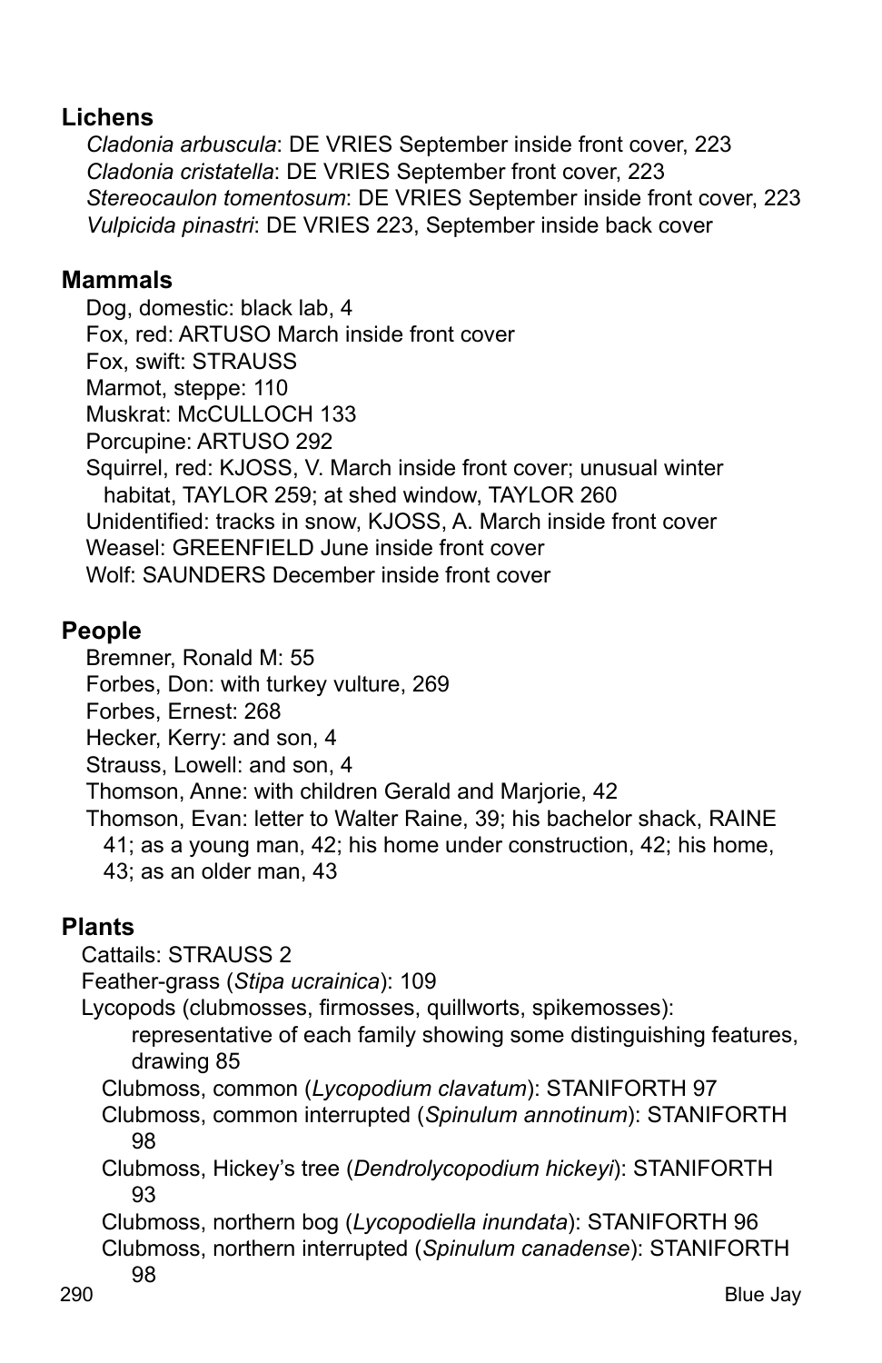## Lichens

*Cladonia arbuscula*: DE VRIES September inside front cover, 223
*Cladonia cristatella*: DE VRIES September front cover, 223
*Stereocaulon tomentosum*: DE VRIES September inside front cover, 223
*Vulpicida pinastri*: DE VRIES 223, September inside back cover

## Mammals

Dog, domestic: black lab, 4
Fox, red: ARTUSO March inside front cover
Fox, swift: STRAUSS
Marmot, steppe: 110
Muskrat: McCULLOCH 133
Porcupine: ARTUSO 292
Squirrel, red: KJOSS, V. March inside front cover; unusual winter habitat, TAYLOR 259; at shed window, TAYLOR 260
Unidentified: tracks in snow, KJOSS, A. March inside front cover
Weasel: GREENFIELD June inside front cover
Wolf: SAUNDERS December inside front cover

## People

Bremner, Ronald M: 55
Forbes, Don: with turkey vulture, 269
Forbes, Ernest: 268
Hecker, Kerry: and son, 4
Strauss, Lowell: and son, 4
Thomson, Anne: with children Gerald and Marjorie, 42
Thomson, Evan: letter to Walter Raine, 39; his bachelor shack, RAINE 41; as a young man, 42; his home under construction, 42; his home, 43; as an older man, 43

## Plants

Cattails: STRAUSS 2
Feather-grass (*Stipa ucrainica*): 109
Lycopods (clubmosses, firmosses, quillworts, spikemosses): representative of each family showing some distinguishing features, drawing 85
- Clubmoss, common (*Lycopodium clavatum*): STANIFORTH 97
- Clubmoss, common interrupted (*Spinulum annotinum*): STANIFORTH 98
- Clubmoss, Hickey's tree (*Dendrolycopodium hickeyi*): STANIFORTH 93
- Clubmoss, northern bog (*Lycopodiella inundata*): STANIFORTH 96
- Clubmoss, northern interrupted (*Spinulum canadense*): STANIFORTH 98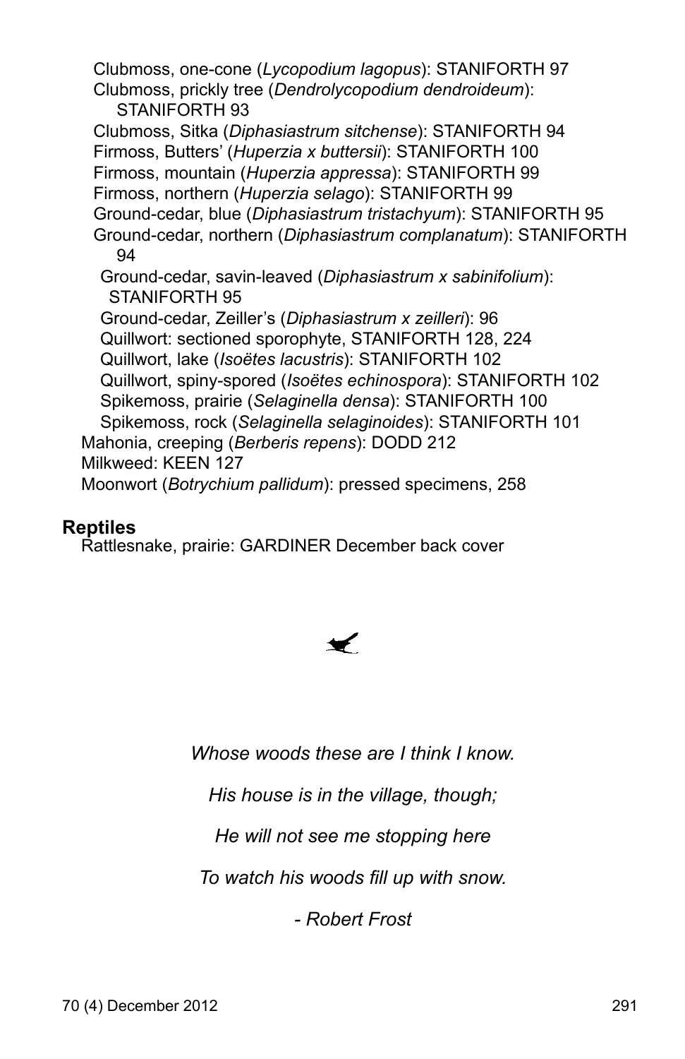- Clubmoss, one-cone (*Lycopodium lagopus*): STANIFORTH 97
- Clubmoss, prickly tree (*Dendrolycopodium dendroideum*): STANIFORTH 93
- Clubmoss, Sitka (*Diphasiastrum sitchense*): STANIFORTH 94
- Firmoss, Butters' (*Huperzia x buttersii*): STANIFORTH 100
- Firmoss, mountain (*Huperzia appressa*): STANIFORTH 99
- Firmoss, northern (*Huperzia selago*): STANIFORTH 99
- Ground-cedar, blue (*Diphasiastrum tristachyum*): STANIFORTH 95
- Ground-cedar, northern (*Diphasiastrum complanatum*): STANIFORTH 94
- Ground-cedar, savin-leaved (*Diphasiastrum x sabinifolium*): STANIFORTH 95
- Ground-cedar, Zeiller's (*Diphasiastrum x zeilleri*): 96
- Quillwort: sectioned sporophyte, STANIFORTH 128, 224
- Quillwort, lake (*Isoëtes lacustris*): STANIFORTH 102
- Quillwort, spiny-spored (*Isoëtes echinospora*): STANIFORTH 102
- Spikemoss, prairie (*Selaginella densa*): STANIFORTH 100
- Spikemoss, rock (*Selaginella selaginoides*): STANIFORTH 101

Mahonia, creeping (*Berberis repens*): DODD 212

Milkweed: KEEN 127

Moonwort (*Botrychium pallidum*): pressed specimens, 258

**Reptiles**

Rattlesnake, prairie: GARDINER December back cover

*Whose woods these are I think I know.*

*His house is in the village, though;*

*He will not see me stopping here*

*To watch his woods fill up with snow.*

*- Robert Frost*